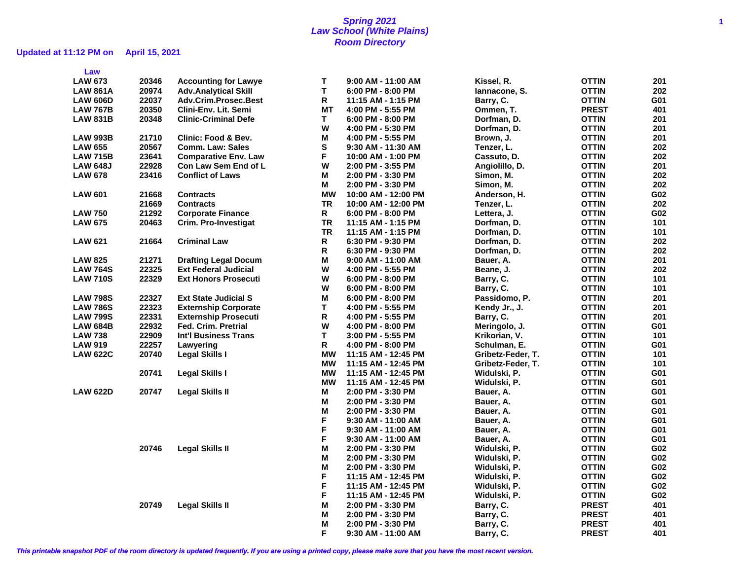# Spring 2021
## Law School (White Plains)
## Room Directory

**Updated at 11:12 PM on April 15, 2021**

**Law**

| Course | CRN | Title | Days | Time | Instructor | Building | Room |
|---|---|---|---|---|---|---|---|
| LAW 673 | 20346 | Accounting for Lawye | T | 9:00 AM - 11:00 AM | Kissel, R. | OTTIN | 201 |
| LAW 861A | 20974 | Adv.Analytical Skill | T | 6:00 PM - 8:00 PM | Iannacone, S. | OTTIN | 202 |
| LAW 606D | 22037 | Adv.Crim.Prosec.Best | R | 11:15 AM - 1:15 PM | Barry, C. | OTTIN | G01 |
| LAW 767B | 20350 | Clini-Env. Lit. Semi | MT | 4:00 PM - 5:55 PM | Ommen, T. | PREST | 401 |
| LAW 831B | 20348 | Clinic-Criminal Defe | T | 6:00 PM - 8:00 PM | Dorfman, D. | OTTIN | 201 |
| | | | W | 4:00 PM - 5:30 PM | Dorfman, D. | OTTIN | 201 |
| LAW 993B | 21710 | Clinic: Food & Bev. | M | 4:00 PM - 5:55 PM | Brown, J. | OTTIN | 201 |
| LAW 655 | 20567 | Comm. Law: Sales | S | 9:30 AM - 11:30 AM | Tenzer, L. | OTTIN | 202 |
| LAW 715B | 23641 | Comparative Env. Law | F | 10:00 AM - 1:00 PM | Cassuto, D. | OTTIN | 202 |
| LAW 648J | 22928 | Con Law Sem End of L | W | 2:00 PM - 3:55 PM | Angiolillo, D. | OTTIN | 201 |
| LAW 678 | 23416 | Conflict of Laws | M | 2:00 PM - 3:30 PM | Simon, M. | OTTIN | 202 |
| | | | M | 2:00 PM - 3:30 PM | Simon, M. | OTTIN | 202 |
| LAW 601 | 21668 | Contracts | MW | 10:00 AM - 12:00 PM | Anderson, H. | OTTIN | G02 |
| | 21669 | Contracts | TR | 10:00 AM - 12:00 PM | Tenzer, L. | OTTIN | 202 |
| LAW 750 | 21292 | Corporate Finance | R | 6:00 PM - 8:00 PM | Lettera, J. | OTTIN | G02 |
| LAW 675 | 20463 | Crim. Pro-Investigat | TR | 11:15 AM - 1:15 PM | Dorfman, D. | OTTIN | 101 |
| | | | TR | 11:15 AM - 1:15 PM | Dorfman, D. | OTTIN | 101 |
| LAW 621 | 21664 | Criminal Law | R | 6:30 PM - 9:30 PM | Dorfman, D. | OTTIN | 202 |
| | | | R | 6:30 PM - 9:30 PM | Dorfman, D. | OTTIN | 202 |
| LAW 825 | 21271 | Drafting Legal Docum | M | 9:00 AM - 11:00 AM | Bauer, A. | OTTIN | 201 |
| LAW 764S | 22325 | Ext Federal Judicial | W | 4:00 PM - 5:55 PM | Beane, J. | OTTIN | 202 |
| LAW 710S | 22329 | Ext Honors Prosecuti | W | 6:00 PM - 8:00 PM | Barry, C. | OTTIN | 101 |
| | | | W | 6:00 PM - 8:00 PM | Barry, C. | OTTIN | 101 |
| LAW 798S | 22327 | Ext State Judicial S | M | 6:00 PM - 8:00 PM | Passidomo, P. | OTTIN | 201 |
| LAW 786S | 22323 | Externship Corporate | T | 4:00 PM - 5:55 PM | Kendy Jr., J. | OTTIN | 201 |
| LAW 799S | 22331 | Externship Prosecuti | R | 4:00 PM - 5:55 PM | Barry, C. | OTTIN | 201 |
| LAW 684B | 22932 | Fed. Crim. Pretrial | W | 4:00 PM - 8:00 PM | Meringolo, J. | OTTIN | G01 |
| LAW 738 | 22909 | Int'l Business Trans | T | 3:00 PM - 5:55 PM | Krikorian, V. | OTTIN | 101 |
| LAW 919 | 22257 | Lawyering | R | 4:00 PM - 8:00 PM | Schulman, E. | OTTIN | G01 |
| LAW 622C | 20740 | Legal Skills I | MW | 11:15 AM - 12:45 PM | Gribetz-Feder, T. | OTTIN | 101 |
| | | | MW | 11:15 AM - 12:45 PM | Gribetz-Feder, T. | OTTIN | 101 |
| | 20741 | Legal Skills I | MW | 11:15 AM - 12:45 PM | Widulski, P. | OTTIN | G01 |
| | | | MW | 11:15 AM - 12:45 PM | Widulski, P. | OTTIN | G01 |
| LAW 622D | 20747 | Legal Skills II | M | 2:00 PM - 3:30 PM | Bauer, A. | OTTIN | G01 |
| | | | M | 2:00 PM - 3:30 PM | Bauer, A. | OTTIN | G01 |
| | | | M | 2:00 PM - 3:30 PM | Bauer, A. | OTTIN | G01 |
| | | | F | 9:30 AM - 11:00 AM | Bauer, A. | OTTIN | G01 |
| | | | F | 9:30 AM - 11:00 AM | Bauer, A. | OTTIN | G01 |
| | | | F | 9:30 AM - 11:00 AM | Bauer, A. | OTTIN | G01 |
| | 20746 | Legal Skills II | M | 2:00 PM - 3:30 PM | Widulski, P. | OTTIN | G02 |
| | | | M | 2:00 PM - 3:30 PM | Widulski, P. | OTTIN | G02 |
| | | | M | 2:00 PM - 3:30 PM | Widulski, P. | OTTIN | G02 |
| | | | F | 11:15 AM - 12:45 PM | Widulski, P. | OTTIN | G02 |
| | | | F | 11:15 AM - 12:45 PM | Widulski, P. | OTTIN | G02 |
| | | | F | 11:15 AM - 12:45 PM | Widulski, P. | OTTIN | G02 |
| | 20749 | Legal Skills II | M | 2:00 PM - 3:30 PM | Barry, C. | PREST | 401 |
| | | | M | 2:00 PM - 3:30 PM | Barry, C. | PREST | 401 |
| | | | M | 2:00 PM - 3:30 PM | Barry, C. | PREST | 401 |
| | | | F | 9:30 AM - 11:00 AM | Barry, C. | PREST | 401 |

*This printable snapshot PDF of the room directory is updated frequently. If you are using a printed copy, please make sure that you have the most recent version.*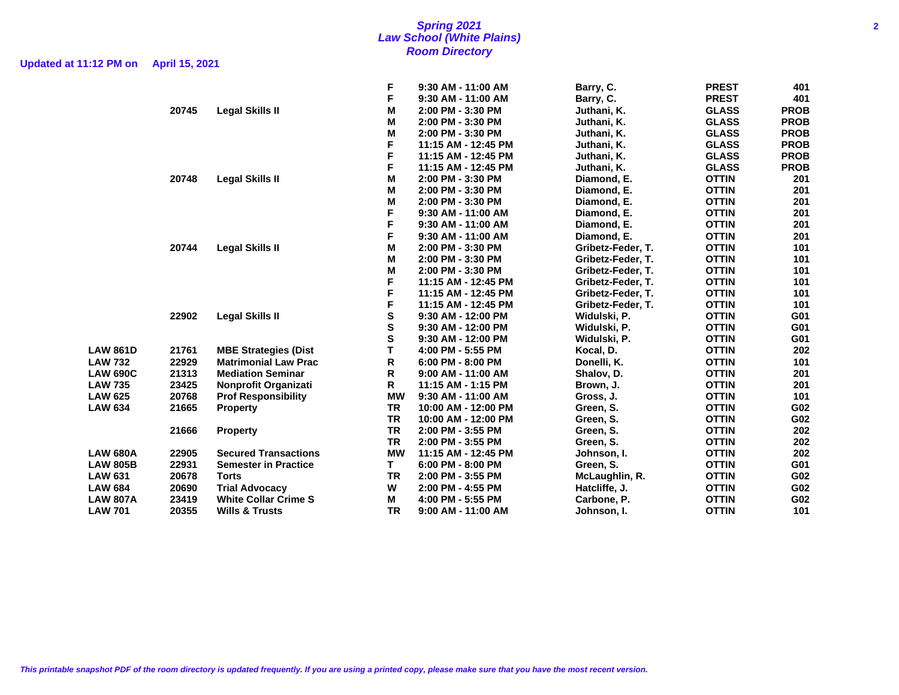***Spring 2021***
***Law School (White Plains)***
***Room Directory***

**Updated at 11:12 PM on April 15, 2021**

| | | | | | | | |
|---|---|---|---|---|---|---|---|
| | | | F | 9:30 AM - 11:00 AM | Barry, C. | PREST | 401 |
| | | | F | 9:30 AM - 11:00 AM | Barry, C. | PREST | 401 |
| | 20745 | Legal Skills II | M | 2:00 PM - 3:30 PM | Juthani, K. | GLASS | PROB |
| | | | M | 2:00 PM - 3:30 PM | Juthani, K. | GLASS | PROB |
| | | | M | 2:00 PM - 3:30 PM | Juthani, K. | GLASS | PROB |
| | | | F | 11:15 AM - 12:45 PM | Juthani, K. | GLASS | PROB |
| | | | F | 11:15 AM - 12:45 PM | Juthani, K. | GLASS | PROB |
| | | | F | 11:15 AM - 12:45 PM | Juthani, K. | GLASS | PROB |
| | 20748 | Legal Skills II | M | 2:00 PM - 3:30 PM | Diamond, E. | OTTIN | 201 |
| | | | M | 2:00 PM - 3:30 PM | Diamond, E. | OTTIN | 201 |
| | | | M | 2:00 PM - 3:30 PM | Diamond, E. | OTTIN | 201 |
| | | | F | 9:30 AM - 11:00 AM | Diamond, E. | OTTIN | 201 |
| | | | F | 9:30 AM - 11:00 AM | Diamond, E. | OTTIN | 201 |
| | | | F | 9:30 AM - 11:00 AM | Diamond, E. | OTTIN | 201 |
| | 20744 | Legal Skills II | M | 2:00 PM - 3:30 PM | Gribetz-Feder, T. | OTTIN | 101 |
| | | | M | 2:00 PM - 3:30 PM | Gribetz-Feder, T. | OTTIN | 101 |
| | | | M | 2:00 PM - 3:30 PM | Gribetz-Feder, T. | OTTIN | 101 |
| | | | F | 11:15 AM - 12:45 PM | Gribetz-Feder, T. | OTTIN | 101 |
| | | | F | 11:15 AM - 12:45 PM | Gribetz-Feder, T. | OTTIN | 101 |
| | | | F | 11:15 AM - 12:45 PM | Gribetz-Feder, T. | OTTIN | 101 |
| | 22902 | Legal Skills II | S | 9:30 AM - 12:00 PM | Widulski, P. | OTTIN | G01 |
| | | | S | 9:30 AM - 12:00 PM | Widulski, P. | OTTIN | G01 |
| | | | S | 9:30 AM - 12:00 PM | Widulski, P. | OTTIN | G01 |
| LAW 861D | 21761 | MBE Strategies (Dist | T | 4:00 PM - 5:55 PM | Kocal, D. | OTTIN | 202 |
| LAW 732 | 22929 | Matrimonial Law Prac | R | 6:00 PM - 8:00 PM | Donelli, K. | OTTIN | 101 |
| LAW 690C | 21313 | Mediation Seminar | R | 9:00 AM - 11:00 AM | Shalov, D. | OTTIN | 201 |
| LAW 735 | 23425 | Nonprofit Organizati | R | 11:15 AM - 1:15 PM | Brown, J. | OTTIN | 201 |
| LAW 625 | 20768 | Prof Responsibility | MW | 9:30 AM - 11:00 AM | Gross, J. | OTTIN | 101 |
| LAW 634 | 21665 | Property | TR | 10:00 AM - 12:00 PM | Green, S. | OTTIN | G02 |
| | | | TR | 10:00 AM - 12:00 PM | Green, S. | OTTIN | G02 |
| | 21666 | Property | TR | 2:00 PM - 3:55 PM | Green, S. | OTTIN | 202 |
| | | | TR | 2:00 PM - 3:55 PM | Green, S. | OTTIN | 202 |
| LAW 680A | 22905 | Secured Transactions | MW | 11:15 AM - 12:45 PM | Johnson, I. | OTTIN | 202 |
| LAW 805B | 22931 | Semester in Practice | T | 6:00 PM - 8:00 PM | Green, S. | OTTIN | G01 |
| LAW 631 | 20678 | Torts | TR | 2:00 PM - 3:55 PM | McLaughlin, R. | OTTIN | G02 |
| LAW 684 | 20690 | Trial Advocacy | W | 2:00 PM - 4:55 PM | Hatcliffe, J. | OTTIN | G02 |
| LAW 807A | 23419 | White Collar Crime S | M | 4:00 PM - 5:55 PM | Carbone, P. | OTTIN | G02 |
| LAW 701 | 20355 | Wills & Trusts | TR | 9:00 AM - 11:00 AM | Johnson, I. | OTTIN | 101 |

***This printable snapshot PDF of the room directory is updated frequently. If you are using a printed copy, please make sure that you have the most recent version.***